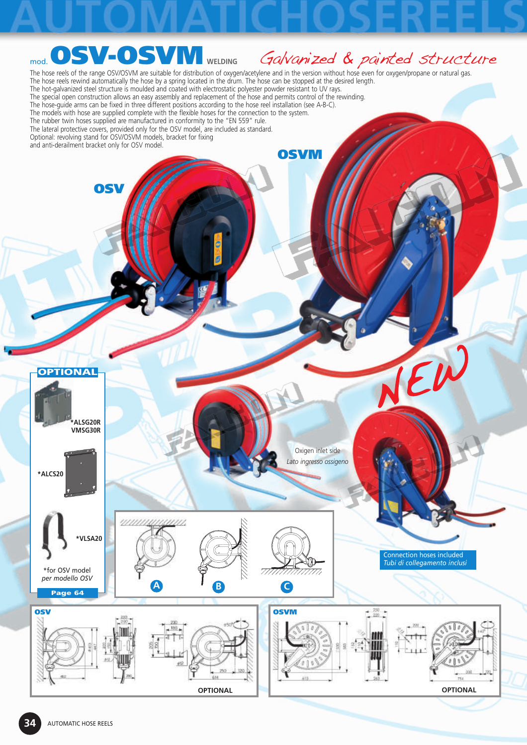# mod. OSV-OSVM WELDING

*Galvanized & painted structure*

The hose reels of the range OSV/OSVM are suitable for distribution of oxygen/acetylene and in the version without hose even for oxygen/propane or natural gas.
The hose reels rewind automatically the hose by a spring located in the drum. The hose can be stopped at the desired length.
The hot-galvanized steel structure is moulded and coated with electrostatic polyester powder resistant to UV rays.
The special open construction allows an easy assembly and replacement of the hose and permits control of the rewinding.
The hose-guide arms can be fixed in three different positions according to the hose reel installation (see A-B-C).
The models with hose are supplied complete with the flexible hoses for the connection to the system.
The rubber twin hoses supplied are manufactured in conformity to the "EN 559" rule.
The lateral protective covers, provided only for the OSV model, are included as standard.
Optional: revolving stand for OSV/OSVM models, bracket for fixing
and anti-derailment bracket only for OSV model.

**OSV**

**OSVM**

NEW

Oxigen inlet side
*Lato ingresso ossigeno*

Connection hoses included
*Tubi di collegamento inclusi*

## OPTIONAL

- *ALSG20R VMSG30R
- *ALCS20
- *VLSA20

*for OSV model
*per modello OSV*

Page 64

A B C

**OSV** — OPTIONAL

**OSVM** — OPTIONAL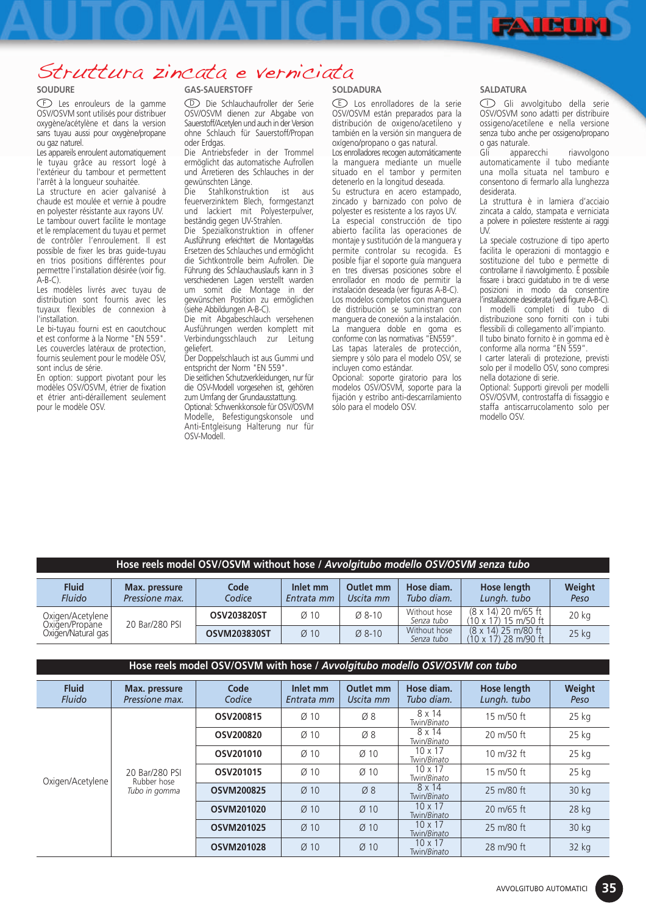## Struttura zincata e verniciata

### SOUDURE

Ⓕ Les enrouleurs de la gamme OSV/OSVM sont utilisés pour distribuer oxygène/acétylène et dans la version sans tuyau aussi pour oxygène/propane ou gaz naturel.
Les appareils enroulent automatiquement le tuyau grâce au ressort logé à l'extérieur du tambour et permettent l'arrêt à la longueur souhaitée.
La structure en acier galvanisé à chaude est moulée et vernie à poudre en polyester résistante aux rayons UV.
Le tambour ouvert facilite le montage et le remplacement du tuyau et permet de contrôler l'enroulement. Il est possible de fixer les bras guide-tuyau en trois positions différentes pour permettre l'installation désirée (voir fig. A-B-C).
Les modèles livrés avec tuyau de distribution sont fournis avec les tuyaux flexibles de connexion à l'installation.
Le bi-tuyau fourni est en caoutchouc et est conforme à la Norme "EN 559".
Les couvercles latéraux de protection, fournis seulement pour le modèle OSV, sont inclus de série.
En option: support pivotant pour les modèles OSV/OSVM, étrier de fixation et étrier anti-déraillement seulement pour le modèle OSV.

### GAS-SAUERSTOFF

Ⓓ Die Schlauchaufroller der Serie OSV/OSVM dienen zur Abgabe von Sauerstoff/Acetylen und auch in der Version ohne Schlauch für Sauerstoff/Propan oder Erdgas.
Die Antriebsfeder in der Trommel ermöglicht das automatische Aufrollen und Arretieren des Schlauches in der gewünschten Länge.
Die Stahlkonstruktion ist aus feuerverzinktem Blech, formgestanzt und lackiert mit Polyesterpulver, beständig gegen UV-Strahlen.
Die Spezialkonstruktion in offener Ausführung erleichtert die Montage/das Ersetzen des Schlauches und ermöglicht die Sichtkontrolle beim Aufrollen. Die Führung des Schlauchauslaufs kann in 3 verschiedenen Lagen verstellt warden um somit die Montage in der gewünschen Position zu ermöglichen (siehe Abbildungen A-B-C).
Die mit Abgabeschlauch versehenen Ausführungen werden komplett mit Verbindungsschlauch zur Leitung geliefert.
Der Doppelschlauch ist aus Gummi und entspricht der Norm "EN 559".
Die seitlichen Schutzverkleidungen, nur für die OSV-Modell vorgesehen ist, gehören zum Umfang der Grundausstattung.
Optional: Schwenkkonsole für OSV/OSVM Modelle, Befestigungskonsole und Anti-Entgleisung Halterung nur für OSV-Modell.

### SOLDADURA

Ⓔ Los enrolladores de la serie OSV/OSVM están preparados para la distribución de oxígeno/acetileno y también en la versión sin manguera de oxígeno/propano o gas natural.
Los enrolladores recogen automáticamente la manguera mediante un muelle situado en el tambor y permiten detenerlo en la longitud deseada.
Su estructura en acero estampado, zincado y barnizado con polvo de polyester es resistente a los rayos UV.
La especial construcción de tipo abierto facilita las operaciones de montaje y sustitución de la manguera y permite controlar su recogida. Es posible fijar el soporte guía manguera en tres diversas posiciones sobre el enrollador en modo de permitir la instalación deseada (ver figuras A-B-C).
Los modelos completos con manguera de distribución se suministran con manguera de conexión a la instalación.
La manguera doble en goma es conforme con las normativas "EN559".
Las tapas laterales de protección, siempre y sólo para el modelo OSV, se incluyen como estándar.
Opcional: soporte giratorio para los modelos OSV/OSVM, soporte para la fijación y estribo anti-descarrilamiento sólo para el modelo OSV.

### SALDATURA

Ⓘ Gli avvolgitubo della serie OSV/OSVM sono adatti per distribuire ossigeno/acetilene e nella versione senza tubo anche per ossigeno/propano o gas naturale.
Gli apparecchi riavvolgono automaticamente il tubo mediante una molla situata nel tamburo e consentono di fermarlo alla lunghezza desiderata.
La struttura è in lamiera d'acciaio zincata a caldo, stampata e verniciata a polvere in poliestere resistente ai raggi UV.
La speciale costruzione di tipo aperto facilita le operazioni di montaggio e sostituzione del tubo e permette di controllarne il riavvolgimento. È possibile fissare i bracci guidatubo in tre di verse posizioni in modo da consentire l'installazione desiderata (vedi figure A-B-C).
I modelli completi di tubo di distribuzione sono forniti con i tubi flessibili di collegamento all'impianto.
Il tubo binato fornito è in gomma ed è conforme alla norma "EN 559".
I carter laterali di protezione, previsti solo per il modello OSV, sono compresi nella dotazione di serie.
Optional: Supporti girevoli per modelli OSV/OSVM, controstaffa di fissaggio e staffa antiscarrucolamento solo per modello OSV.

### Hose reels model OSV/OSVM without hose / *Avvolgitubo modello OSV/OSVM senza tubo*

| Fluid *Fluido* | Max. pressure *Pressione max.* | Code *Codice* | Inlet mm *Entrata mm* | Outlet mm *Uscita mm* | Hose diam. *Tubo diam.* | Hose length *Lungh. tubo* | Weight *Peso* |
|---|---|---|---|---|---|---|---|
| Oxigen/Acetylene Oxigen/Propane Oxigen/Natural gas | 20 Bar/280 PSI | **OSV203820ST** | Ø 10 | Ø 8-10 | Without hose *Senza tubo* | (8 x 14) 20 m/65 ft (10 x 17) 15 m/50 ft | 20 kg |
| | | **OSVM203830ST** | Ø 10 | Ø 8-10 | Without hose *Senza tubo* | (8 x 14) 25 m/80 ft (10 x 17) 28 m/90 ft | 25 kg |

### Hose reels model OSV/OSVM with hose / *Avvolgitubo modello OSV/OSVM con tubo*

| Fluid *Fluido* | Max. pressure *Pressione max.* | Code *Codice* | Inlet mm *Entrata mm* | Outlet mm *Uscita mm* | Hose diam. *Tubo diam.* | Hose length *Lungh. tubo* | Weight *Peso* |
|---|---|---|---|---|---|---|---|
| Oxigen/Acetylene | 20 Bar/280 PSI Rubber hose *Tubo in gomma* | **OSV200815** | Ø 10 | Ø 8 | 8 x 14 Twin/*Binato* | 15 m/50 ft | 25 kg |
| | | **OSV200820** | Ø 10 | Ø 8 | 8 x 14 Twin/*Binato* | 20 m/50 ft | 25 kg |
| | | **OSV201010** | Ø 10 | Ø 10 | 10 x 17 Twin/*Binato* | 10 m/32 ft | 25 kg |
| | | **OSV201015** | Ø 10 | Ø 10 | 10 x 17 Twin/*Binato* | 15 m/50 ft | 25 kg |
| | | **OSVM200825** | Ø 10 | Ø 8 | 8 x 14 Twin/*Binato* | 25 m/80 ft | 30 kg |
| | | **OSVM201020** | Ø 10 | Ø 10 | 10 x 17 Twin/*Binato* | 20 m/65 ft | 28 kg |
| | | **OSVM201025** | Ø 10 | Ø 10 | 10 x 17 Twin/*Binato* | 25 m/80 ft | 30 kg |
| | | **OSVM201028** | Ø 10 | Ø 10 | 10 x 17 Twin/*Binato* | 28 m/90 ft | 32 kg |